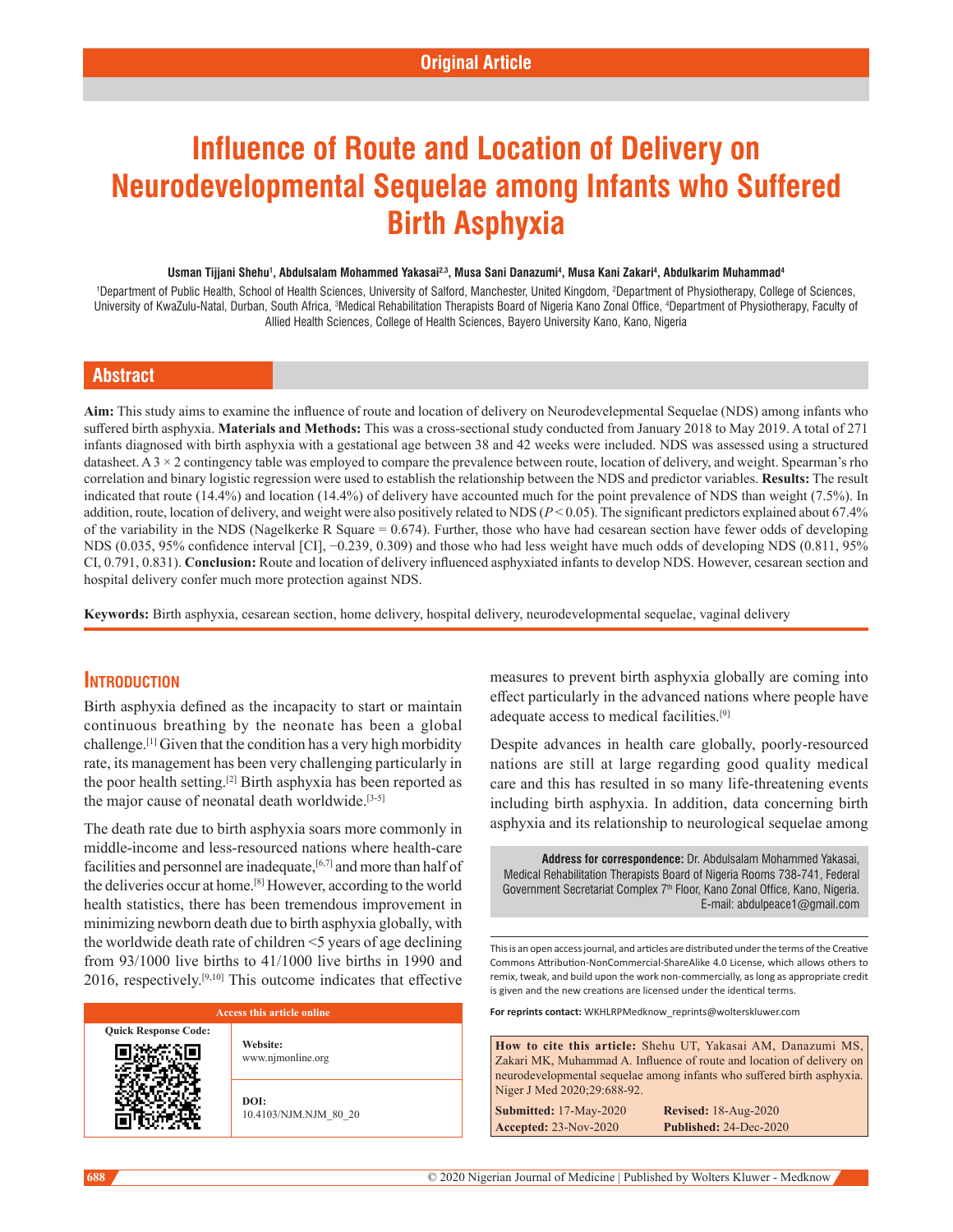Original Article

# Influence of Route and Location of Delivery on Neurodevelopmental Sequelae among Infants who Suffered Birth Asphyxia

**Usman Tijjani Shehu[1], Abdulsalam Mohammed Yakasai[2,3], Musa Sani Danazumi[4], Musa Kani Zakari[4], Abdulkarim Muhammad[4]**

[1]Department of Public Health, School of Health Sciences, University of Salford, Manchester, United Kingdom, [2]Department of Physiotherapy, College of Sciences, University of KwaZulu-Natal, Durban, South Africa, [3]Medical Rehabilitation Therapists Board of Nigeria Kano Zonal Office, [4]Department of Physiotherapy, Faculty of Allied Health Sciences, College of Health Sciences, Bayero University Kano, Kano, Nigeria

## Abstract

**Aim:** This study aims to examine the influence of route and location of delivery on Neurodevelepmental Sequelae (NDS) among infants who suffered birth asphyxia. **Materials and Methods:** This was a cross-sectional study conducted from January 2018 to May 2019. A total of 271 infants diagnosed with birth asphyxia with a gestational age between 38 and 42 weeks were included. NDS was assessed using a structured datasheet. A 3 × 2 contingency table was employed to compare the prevalence between route, location of delivery, and weight. Spearman's rho correlation and binary logistic regression were used to establish the relationship between the NDS and predictor variables. **Results:** The result indicated that route (14.4%) and location (14.4%) of delivery have accounted much for the point prevalence of NDS than weight (7.5%). In addition, route, location of delivery, and weight were also positively related to NDS ($P < 0.05$). The significant predictors explained about 67.4% of the variability in the NDS (Nagelkerke R Square = 0.674). Further, those who have had cesarean section have fewer odds of developing NDS (0.035, 95% confidence interval [CI], −0.239, 0.309) and those who had less weight have much odds of developing NDS (0.811, 95% CI, 0.791, 0.831). **Conclusion:** Route and location of delivery influenced asphyxiated infants to develop NDS. However, cesarean section and hospital delivery confer much more protection against NDS.

**Keywords:** Birth asphyxia, cesarean section, home delivery, hospital delivery, neurodevelopmental sequelae, vaginal delivery

## Introduction

Birth asphyxia defined as the incapacity to start or maintain continuous breathing by the neonate has been a global challenge.[1] Given that the condition has a very high morbidity rate, its management has been very challenging particularly in the poor health setting.[2] Birth asphyxia has been reported as the major cause of neonatal death worldwide.[3-5]

The death rate due to birth asphyxia soars more commonly in middle-income and less-resourced nations where health-care facilities and personnel are inadequate,[6,7] and more than half of the deliveries occur at home.[8] However, according to the world health statistics, there has been tremendous improvement in minimizing newborn death due to birth asphyxia globally, with the worldwide death rate of children <5 years of age declining from 93/1000 live births to 41/1000 live births in 1990 and 2016, respectively.[9,10] This outcome indicates that effective measures to prevent birth asphyxia globally are coming into effect particularly in the advanced nations where people have adequate access to medical facilities.[9]

Despite advances in health care globally, poorly-resourced nations are still at large regarding good quality medical care and this has resulted in so many life-threatening events including birth asphyxia. In addition, data concerning birth asphyxia and its relationship to neurological sequelae among

**Address for correspondence:** Dr. Abdulsalam Mohammed Yakasai, Medical Rehabilitation Therapists Board of Nigeria Rooms 738-741, Federal Government Secretariat Complex 7th Floor, Kano Zonal Office, Kano, Nigeria. E-mail: abdulpeace1@gmail.com

| Access this article online | |
|---|---|
| Quick Response Code: | **Website:** www.njmonline.org |
| | **DOI:** 10.4103/NJM.NJM_80_20 |

This is an open access journal, and articles are distributed under the terms of the Creative Commons Attribution-NonCommercial-ShareAlike 4.0 License, which allows others to remix, tweak, and build upon the work non-commercially, as long as appropriate credit is given and the new creations are licensed under the identical terms.

**For reprints contact:** WKHLRPMedknow_reprints@wolterskluwer.com

**How to cite this article:** Shehu UT, Yakasai AM, Danazumi MS, Zakari MK, Muhammad A. Influence of route and location of delivery on neurodevelopmental sequelae among infants who suffered birth asphyxia. Niger J Med 2020;29:688-92.

**Submitted:** 17-May-2020 **Revised:** 18-Aug-2020
**Accepted:** 23-Nov-2020 **Published:** 24-Dec-2020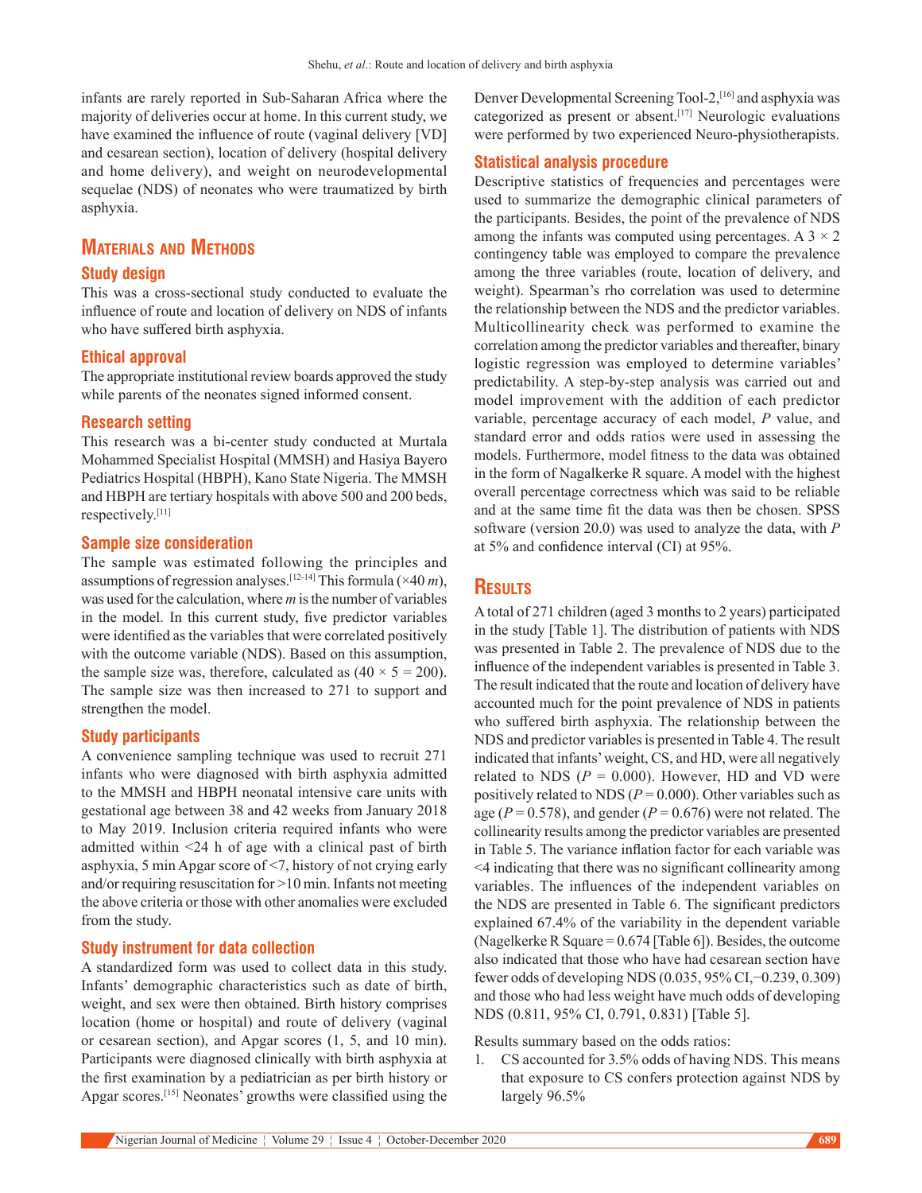infants are rarely reported in Sub-Saharan Africa where the majority of deliveries occur at home. In this current study, we have examined the influence of route (vaginal delivery [VD] and cesarean section), location of delivery (hospital delivery and home delivery), and weight on neurodevelopmental sequelae (NDS) of neonates who were traumatized by birth asphyxia.

## Materials and Methods

### Study design

This was a cross-sectional study conducted to evaluate the influence of route and location of delivery on NDS of infants who have suffered birth asphyxia.

### Ethical approval

The appropriate institutional review boards approved the study while parents of the neonates signed informed consent.

### Research setting

This research was a bi-center study conducted at Murtala Mohammed Specialist Hospital (MMSH) and Hasiya Bayero Pediatrics Hospital (HBPH), Kano State Nigeria. The MMSH and HBPH are tertiary hospitals with above 500 and 200 beds, respectively.[11]

### Sample size consideration

The sample was estimated following the principles and assumptions of regression analyses.[12-14] This formula ($\times 40\ m$), was used for the calculation, where $m$ is the number of variables in the model. In this current study, five predictor variables were identified as the variables that were correlated positively with the outcome variable (NDS). Based on this assumption, the sample size was, therefore, calculated as ($40 \times 5 = 200$). The sample size was then increased to 271 to support and strengthen the model.

### Study participants

A convenience sampling technique was used to recruit 271 infants who were diagnosed with birth asphyxia admitted to the MMSH and HBPH neonatal intensive care units with gestational age between 38 and 42 weeks from January 2018 to May 2019. Inclusion criteria required infants who were admitted within <24 h of age with a clinical past of birth asphyxia, 5 min Apgar score of <7, history of not crying early and/or requiring resuscitation for >10 min. Infants not meeting the above criteria or those with other anomalies were excluded from the study.

### Study instrument for data collection

A standardized form was used to collect data in this study. Infants' demographic characteristics such as date of birth, weight, and sex were then obtained. Birth history comprises location (home or hospital) and route of delivery (vaginal or cesarean section), and Apgar scores (1, 5, and 10 min). Participants were diagnosed clinically with birth asphyxia at the first examination by a pediatrician as per birth history or Apgar scores.[15] Neonates' growths were classified using the Denver Developmental Screening Tool-2,[16] and asphyxia was categorized as present or absent.[17] Neurologic evaluations were performed by two experienced Neuro-physiotherapists.

### Statistical analysis procedure

Descriptive statistics of frequencies and percentages were used to summarize the demographic clinical parameters of the participants. Besides, the point of the prevalence of NDS among the infants was computed using percentages. A $3 \times 2$ contingency table was employed to compare the prevalence among the three variables (route, location of delivery, and weight). Spearman's rho correlation was used to determine the relationship between the NDS and the predictor variables. Multicollinearity check was performed to examine the correlation among the predictor variables and thereafter, binary logistic regression was employed to determine variables' predictability. A step-by-step analysis was carried out and model improvement with the addition of each predictor variable, percentage accuracy of each model, $P$ value, and standard error and odds ratios were used in assessing the models. Furthermore, model fitness to the data was obtained in the form of Nagalkerke R square. A model with the highest overall percentage correctness which was said to be reliable and at the same time fit the data was then be chosen. SPSS software (version 20.0) was used to analyze the data, with $P$ at 5% and confidence interval (CI) at 95%.

## Results

A total of 271 children (aged 3 months to 2 years) participated in the study [Table 1]. The distribution of patients with NDS was presented in Table 2. The prevalence of NDS due to the influence of the independent variables is presented in Table 3. The result indicated that the route and location of delivery have accounted much for the point prevalence of NDS in patients who suffered birth asphyxia. The relationship between the NDS and predictor variables is presented in Table 4. The result indicated that infants' weight, CS, and HD, were all negatively related to NDS ($P = 0.000$). However, HD and VD were positively related to NDS ($P = 0.000$). Other variables such as age ($P = 0.578$), and gender ($P = 0.676$) were not related. The collinearity results among the predictor variables are presented in Table 5. The variance inflation factor for each variable was <4 indicating that there was no significant collinearity among variables. The influences of the independent variables on the NDS are presented in Table 6. The significant predictors explained 67.4% of the variability in the dependent variable (Nagelkerke R Square = 0.674 [Table 6]). Besides, the outcome also indicated that those who have had cesarean section have fewer odds of developing NDS (0.035, 95% CI, −0.239, 0.309) and those who had less weight have much odds of developing NDS (0.811, 95% CI, 0.791, 0.831) [Table 5].

Results summary based on the odds ratios:

1. CS accounted for 3.5% odds of having NDS. This means that exposure to CS confers protection against NDS by largely 96.5%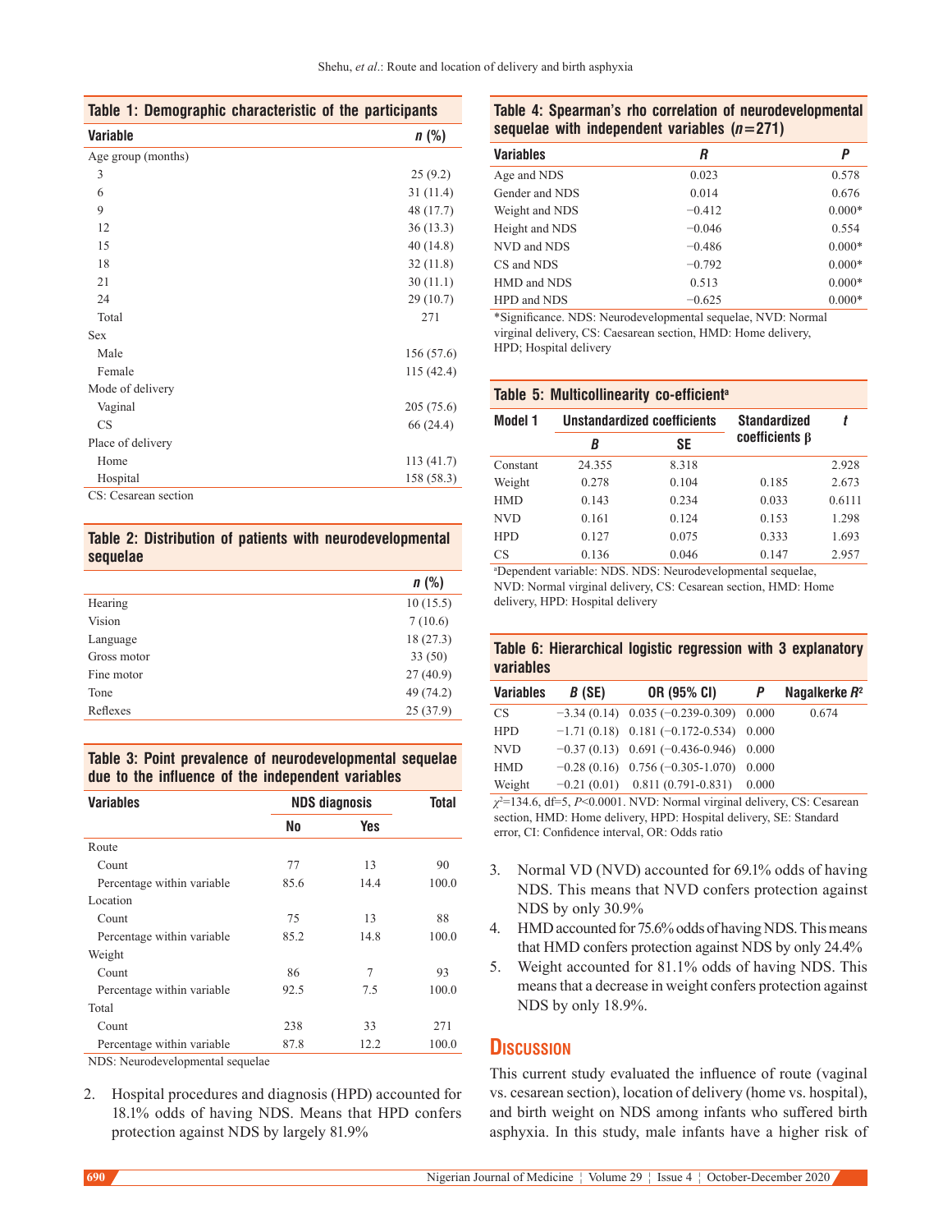**Table 1: Demographic characteristic of the participants**

| Variable | n (%) |
|---|---|
| Age group (months) | |
| 3 | 25 (9.2) |
| 6 | 31 (11.4) |
| 9 | 48 (17.7) |
| 12 | 36 (13.3) |
| 15 | 40 (14.8) |
| 18 | 32 (11.8) |
| 21 | 30 (11.1) |
| 24 | 29 (10.7) |
| Total | 271 |
| Sex | |
| Male | 156 (57.6) |
| Female | 115 (42.4) |
| Mode of delivery | |
| Vaginal | 205 (75.6) |
| CS | 66 (24.4) |
| Place of delivery | |
| Home | 113 (41.7) |
| Hospital | 158 (58.3) |

CS: Cesarean section

**Table 2: Distribution of patients with neurodevelopmental sequelae**

| | n (%) |
|---|---|
| Hearing | 10 (15.5) |
| Vision | 7 (10.6) |
| Language | 18 (27.3) |
| Gross motor | 33 (50) |
| Fine motor | 27 (40.9) |
| Tone | 49 (74.2) |
| Reflexes | 25 (37.9) |

**Table 3: Point prevalence of neurodevelopmental sequelae due to the influence of the independent variables**

| Variables | NDS diagnosis | | Total |
|---|---|---|---|
| | No | Yes | |
| Route | | | |
| Count | 77 | 13 | 90 |
| Percentage within variable | 85.6 | 14.4 | 100.0 |
| Location | | | |
| Count | 75 | 13 | 88 |
| Percentage within variable | 85.2 | 14.8 | 100.0 |
| Weight | | | |
| Count | 86 | 7 | 93 |
| Percentage within variable | 92.5 | 7.5 | 100.0 |
| Total | | | |
| Count | 238 | 33 | 271 |
| Percentage within variable | 87.8 | 12.2 | 100.0 |

NDS: Neurodevelopmental sequelae

2. Hospital procedures and diagnosis (HPD) accounted for 18.1% odds of having NDS. Means that HPD confers protection against NDS by largely 81.9%

**Table 4: Spearman's rho correlation of neurodevelopmental sequelae with independent variables (n=271)**

| Variables | R | P |
|---|---|---|
| Age and NDS | 0.023 | 0.578 |
| Gender and NDS | 0.014 | 0.676 |
| Weight and NDS | −0.412 | 0.000* |
| Height and NDS | −0.046 | 0.554 |
| NVD and NDS | −0.486 | 0.000* |
| CS and NDS | −0.792 | 0.000* |
| HMD and NDS | 0.513 | 0.000* |
| HPD and NDS | −0.625 | 0.000* |

*Significance. NDS: Neurodevelopmental sequelae, NVD: Normal virginal delivery, CS: Caesarean section, HMD: Home delivery, HPD; Hospital delivery

**Table 5: Multicollinearity co-efficient[a]**

| Model 1 | Unstandardized coefficients | | Standardized coefficients β | t |
|---|---|---|---|---|
| | B | SE | | |
| Constant | 24.355 | 8.318 | | 2.928 |
| Weight | 0.278 | 0.104 | 0.185 | 2.673 |
| HMD | 0.143 | 0.234 | 0.033 | 0.6111 |
| NVD | 0.161 | 0.124 | 0.153 | 1.298 |
| HPD | 0.127 | 0.075 | 0.333 | 1.693 |
| CS | 0.136 | 0.046 | 0.147 | 2.957 |

[a]Dependent variable: NDS. NDS: Neurodevelopmental sequelae, NVD: Normal virginal delivery, CS: Cesarean section, HMD: Home delivery, HPD: Hospital delivery

**Table 6: Hierarchical logistic regression with 3 explanatory variables**

| Variables | B (SE) | OR (95% CI) | P | Nagalkerke $R^2$ |
|---|---|---|---|---|
| CS | −3.34 (0.14) | 0.035 (−0.239-0.309) | 0.000 | 0.674 |
| HPD | −1.71 (0.18) | 0.181 (−0.172-0.534) | 0.000 | |
| NVD | −0.37 (0.13) | 0.691 (−0.436-0.946) | 0.000 | |
| HMD | −0.28 (0.16) | 0.756 (−0.305-1.070) | 0.000 | |
| Weight | −0.21 (0.01) | 0.811 (0.791-0.831) | 0.000 | |

$\chi^2$=134.6, df=5, $P$<0.0001. NVD: Normal virginal delivery, CS: Cesarean section, HMD: Home delivery, HPD: Hospital delivery, SE: Standard error, CI: Confidence interval, OR: Odds ratio

3. Normal VD (NVD) accounted for 69.1% odds of having NDS. This means that NVD confers protection against NDS by only 30.9%
4. HMD accounted for 75.6% odds of having NDS. This means that HMD confers protection against NDS by only 24.4%
5. Weight accounted for 81.1% odds of having NDS. This means that a decrease in weight confers protection against NDS by only 18.9%.

## Discussion

This current study evaluated the influence of route (vaginal vs. cesarean section), location of delivery (home vs. hospital), and birth weight on NDS among infants who suffered birth asphyxia. In this study, male infants have a higher risk of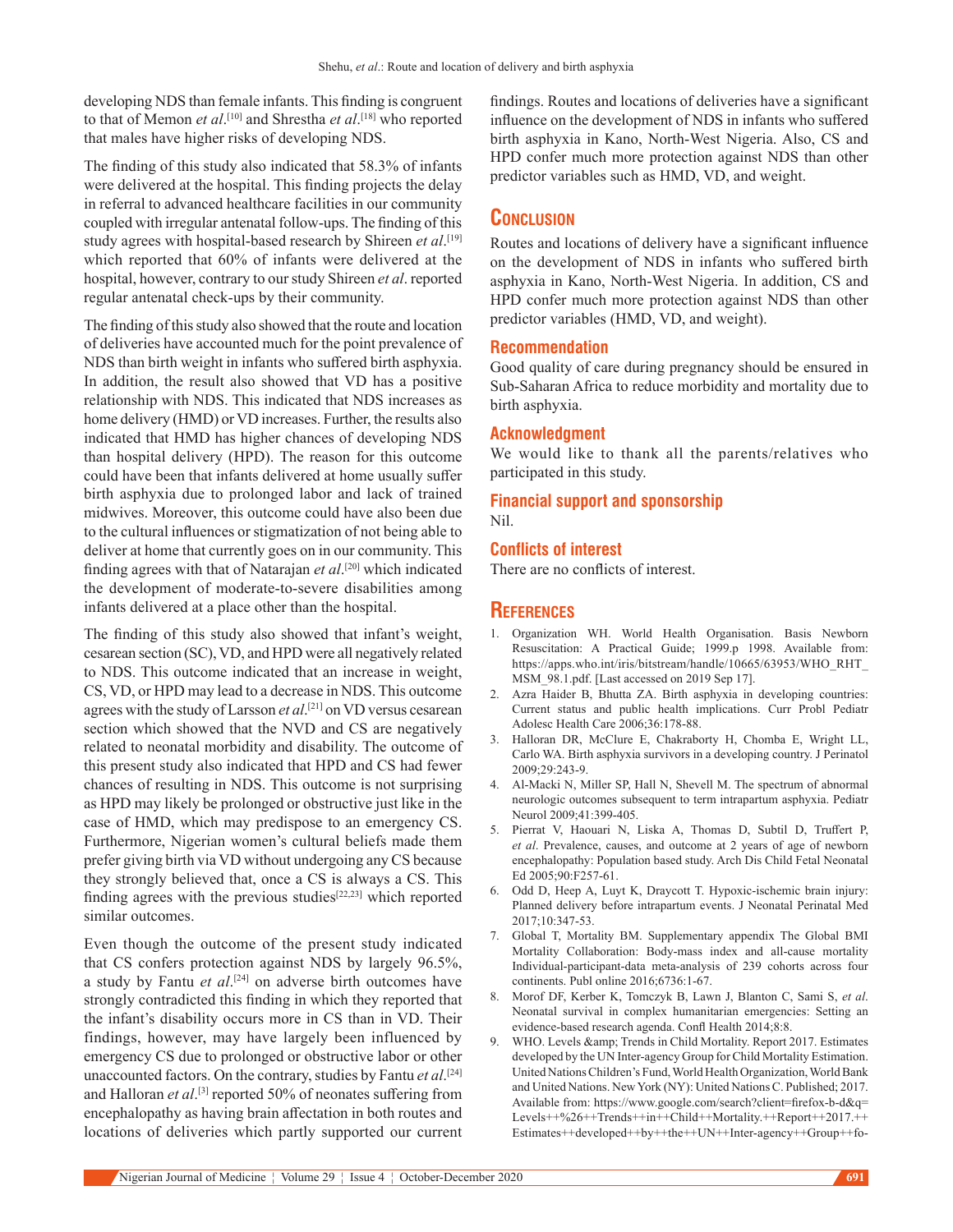developing NDS than female infants. This finding is congruent to that of Memon *et al*.[10] and Shrestha *et al*.[18] who reported that males have higher risks of developing NDS.

The finding of this study also indicated that 58.3% of infants were delivered at the hospital. This finding projects the delay in referral to advanced healthcare facilities in our community coupled with irregular antenatal follow-ups. The finding of this study agrees with hospital-based research by Shireen *et al*.[19] which reported that 60% of infants were delivered at the hospital, however, contrary to our study Shireen *et al*. reported regular antenatal check-ups by their community.

The finding of this study also showed that the route and location of deliveries have accounted much for the point prevalence of NDS than birth weight in infants who suffered birth asphyxia. In addition, the result also showed that VD has a positive relationship with NDS. This indicated that NDS increases as home delivery (HMD) or VD increases. Further, the results also indicated that HMD has higher chances of developing NDS than hospital delivery (HPD). The reason for this outcome could have been that infants delivered at home usually suffer birth asphyxia due to prolonged labor and lack of trained midwives. Moreover, this outcome could have also been due to the cultural influences or stigmatization of not being able to deliver at home that currently goes on in our community. This finding agrees with that of Natarajan *et al*.[20] which indicated the development of moderate-to-severe disabilities among infants delivered at a place other than the hospital.

The finding of this study also showed that infant's weight, cesarean section (SC), VD, and HPD were all negatively related to NDS. This outcome indicated that an increase in weight, CS, VD, or HPD may lead to a decrease in NDS. This outcome agrees with the study of Larsson *et al*.[21] on VD versus cesarean section which showed that the NVD and CS are negatively related to neonatal morbidity and disability. The outcome of this present study also indicated that HPD and CS had fewer chances of resulting in NDS. This outcome is not surprising as HPD may likely be prolonged or obstructive just like in the case of HMD, which may predispose to an emergency CS. Furthermore, Nigerian women's cultural beliefs made them prefer giving birth via VD without undergoing any CS because they strongly believed that, once a CS is always a CS. This finding agrees with the previous studies[22,23] which reported similar outcomes.

Even though the outcome of the present study indicated that CS confers protection against NDS by largely 96.5%, a study by Fantu *et al*.[24] on adverse birth outcomes have strongly contradicted this finding in which they reported that the infant's disability occurs more in CS than in VD. Their findings, however, may have largely been influenced by emergency CS due to prolonged or obstructive labor or other unaccounted factors. On the contrary, studies by Fantu *et al*.[24] and Halloran *et al*.[3] reported 50% of neonates suffering from encephalopathy as having brain affectation in both routes and locations of deliveries which partly supported our current findings. Routes and locations of deliveries have a significant influence on the development of NDS in infants who suffered birth asphyxia in Kano, North-West Nigeria. Also, CS and HPD confer much more protection against NDS than other predictor variables such as HMD, VD, and weight.

## Conclusion

Routes and locations of delivery have a significant influence on the development of NDS in infants who suffered birth asphyxia in Kano, North-West Nigeria. In addition, CS and HPD confer much more protection against NDS than other predictor variables (HMD, VD, and weight).

### Recommendation

Good quality of care during pregnancy should be ensured in Sub-Saharan Africa to reduce morbidity and mortality due to birth asphyxia.

### Acknowledgment

We would like to thank all the parents/relatives who participated in this study.

### Financial support and sponsorship

Nil.

### Conflicts of interest

There are no conflicts of interest.

## References

1. Organization WH. World Health Organisation. Basis Newborn Resuscitation: A Practical Guide; 1999.p 1998. Available from: https://apps.who.int/iris/bitstream/handle/10665/63953/WHO_RHT_MSM_98.1.pdf. [Last accessed on 2019 Sep 17].
2. Azra Haider B, Bhutta ZA. Birth asphyxia in developing countries: Current status and public health implications. Curr Probl Pediatr Adolesc Health Care 2006;36:178-88.
3. Halloran DR, McClure E, Chakraborty H, Chomba E, Wright LL, Carlo WA. Birth asphyxia survivors in a developing country. J Perinatol 2009;29:243-9.
4. Al-Macki N, Miller SP, Hall N, Shevell M. The spectrum of abnormal neurologic outcomes subsequent to term intrapartum asphyxia. Pediatr Neurol 2009;41:399-405.
5. Pierrat V, Haouari N, Liska A, Thomas D, Subtil D, Truffert P, *et al*. Prevalence, causes, and outcome at 2 years of age of newborn encephalopathy: Population based study. Arch Dis Child Fetal Neonatal Ed 2005;90:F257-61.
6. Odd D, Heep A, Luyt K, Draycott T. Hypoxic-ischemic brain injury: Planned delivery before intrapartum events. J Neonatal Perinatal Med 2017;10:347-53.
7. Global T, Mortality BM. Supplementary appendix The Global BMI Mortality Collaboration: Body-mass index and all-cause mortality Individual-participant-data meta-analysis of 239 cohorts across four continents. Publ online 2016;6736:1-67.
8. Morof DF, Kerber K, Tomczyk B, Lawn J, Blanton C, Sami S, *et al*. Neonatal survival in complex humanitarian emergencies: Setting an evidence-based research agenda. Confl Health 2014;8:8.
9. WHO. Levels &amp; Trends in Child Mortality. Report 2017. Estimates developed by the UN Inter-agency Group for Child Mortality Estimation. United Nations Children's Fund, World Health Organization, World Bank and United Nations. New York (NY): United Nations C. Published; 2017. Available from: https://www.google.com/search?client=firefox-b-d&q=Levels++%26++Trends++in++Child++Mortality.++Report++2017.++Estimates++developed++by++the++UN++Inter-agency++Group++fo-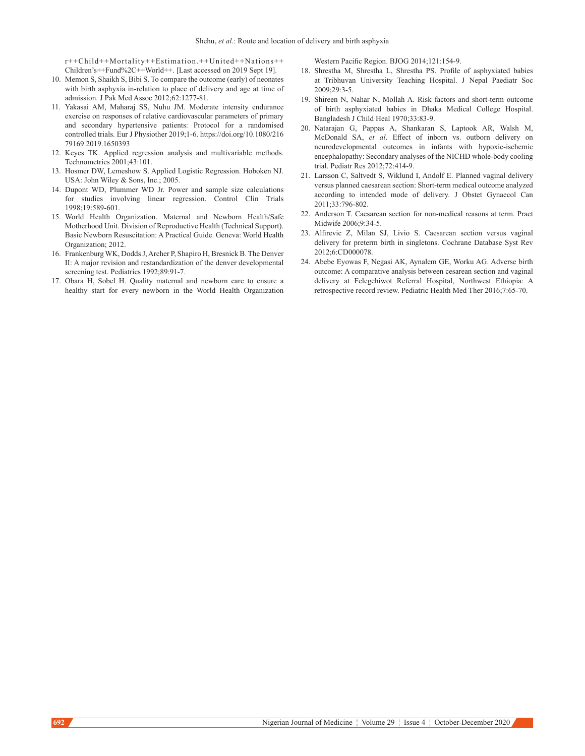r++Child++Mortality++Estimation.++United++Nations++Children's++Fund%2C++World++. [Last accessed on 2019 Sept 19].

10. Memon S, Shaikh S, Bibi S. To compare the outcome (early) of neonates with birth asphyxia in-relation to place of delivery and age at time of admission. J Pak Med Assoc 2012;62:1277-81.
11. Yakasai AM, Maharaj SS, Nuhu JM. Moderate intensity endurance exercise on responses of relative cardiovascular parameters of primary and secondary hypertensive patients: Protocol for a randomised controlled trials. Eur J Physiother 2019;1-6. https://doi.org/10.1080/21679169.2019.1650393
12. Keyes TK. Applied regression analysis and multivariable methods. Technometrics 2001;43:101.
13. Hosmer DW, Lemeshow S. Applied Logistic Regression. Hoboken NJ. USA: John Wiley & Sons, Inc.; 2005.
14. Dupont WD, Plummer WD Jr. Power and sample size calculations for studies involving linear regression. Control Clin Trials 1998;19:589-601.
15. World Health Organization. Maternal and Newborn Health/Safe Motherhood Unit. Division of Reproductive Health (Technical Support). Basic Newborn Resuscitation: A Practical Guide. Geneva: World Health Organization; 2012.
16. Frankenburg WK, Dodds J, Archer P, Shapiro H, Bresnick B. The Denver II: A major revision and restandardization of the denver developmental screening test. Pediatrics 1992;89:91-7.
17. Obara H, Sobel H. Quality maternal and newborn care to ensure a healthy start for every newborn in the World Health Organization Western Pacific Region. BJOG 2014;121:154-9.
18. Shrestha M, Shrestha L, Shrestha PS. Profile of asphyxiated babies at Tribhuvan University Teaching Hospital. J Nepal Paediatr Soc 2009;29:3-5.
19. Shireen N, Nahar N, Mollah A. Risk factors and short-term outcome of birth asphyxiated babies in Dhaka Medical College Hospital. Bangladesh J Child Heal 1970;33:83-9.
20. Natarajan G, Pappas A, Shankaran S, Laptook AR, Walsh M, McDonald SA, *et al*. Effect of inborn vs. outborn delivery on neurodevelopmental outcomes in infants with hypoxic-ischemic encephalopathy: Secondary analyses of the NICHD whole-body cooling trial. Pediatr Res 2012;72:414-9.
21. Larsson C, Saltvedt S, Wiklund I, Andolf E. Planned vaginal delivery versus planned caesarean section: Short-term medical outcome analyzed according to intended mode of delivery. J Obstet Gynaecol Can 2011;33:796-802.
22. Anderson T. Caesarean section for non-medical reasons at term. Pract Midwife 2006;9:34-5.
23. Alfirevic Z, Milan SJ, Livio S. Caesarean section versus vaginal delivery for preterm birth in singletons. Cochrane Database Syst Rev 2012;6:CD000078.
24. Abebe Eyowas F, Negasi AK, Aynalem GE, Worku AG. Adverse birth outcome: A comparative analysis between cesarean section and vaginal delivery at Felegehiwot Referral Hospital, Northwest Ethiopia: A retrospective record review. Pediatric Health Med Ther 2016;7:65-70.